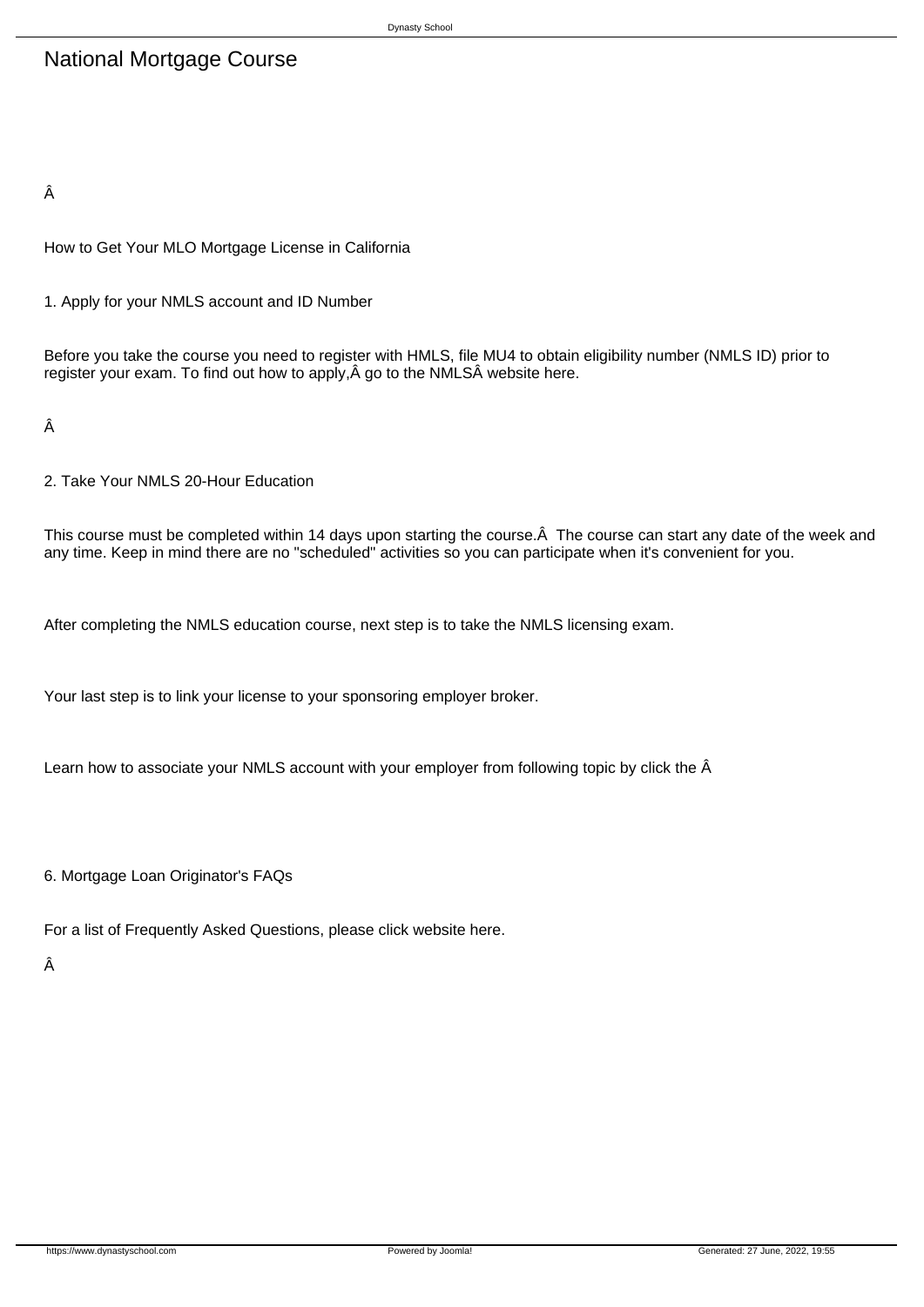# National Mortgage Course

Â

How to Get Your MLO Mortgage License in California

1. Apply for your NMLS account and ID Number

Before you take the course you need to register with HMLS, file MU4 to obtain eligibility number (NMLS ID) prior to register your exam. To find out how to apply,Â go to the NMLSÂ website here.

Â

2. Take Your NMLS 20-Hour Education

This course must be completed within 14 days upon starting the course.Â  The course can start any date of the week and any time. Keep in mind there are no "scheduled" activities so you can participate when it's convenient for you.

After completing the NMLS education course, next step is to take the NMLS licensing exam.

Your last step is to link your license to your sponsoring employer broker.

Learn how to associate your NMLS account with your employer from following topic by click the Â

6. Mortgage Loan Originator's FAQs

For a list of Frequently Asked Questions, please click website here.

Â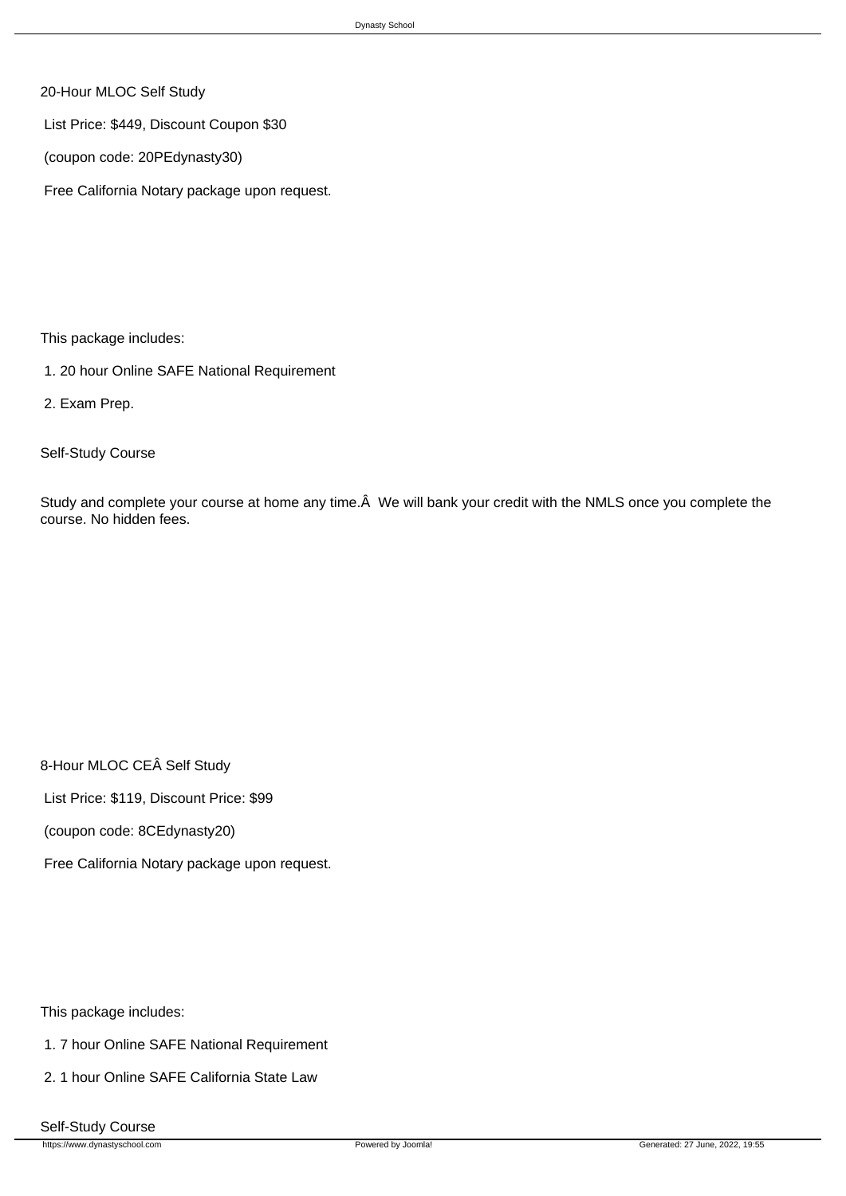20-Hour MLOC Self Study

List Price: $449, Discount Coupon $30

(coupon code: 20PEdynasty30)

Free California Notary package upon request.

This package includes:

1. 20 hour Online SAFE National Requirement
2. Exam Prep.

Self-Study Course

Study and complete your course at home any time.Â  We will bank your credit with the NMLS once you complete the course. No hidden fees.

8-Hour MLOC CEÂ Self Study

List Price: $119, Discount Price: $99

(coupon code: 8CEdynasty20)

Free California Notary package upon request.

This package includes:

1. 7 hour Online SAFE National Requirement
2. 1 hour Online SAFE California State Law

Self-Study Course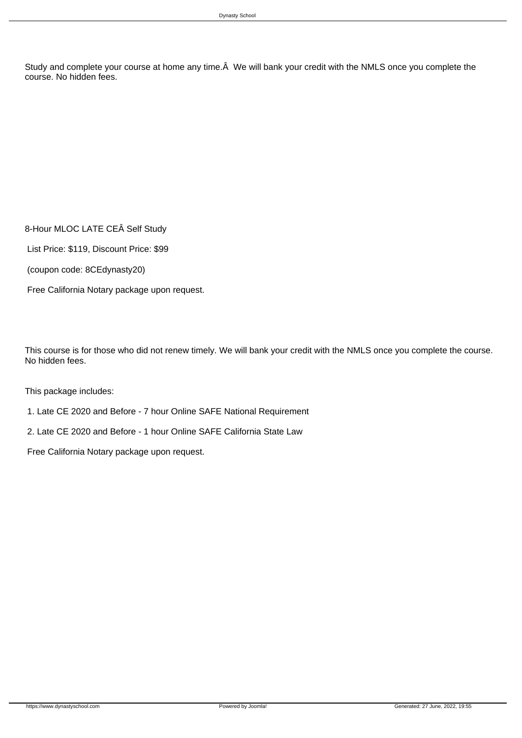Study and complete your course at home any time.Â  We will bank your credit with the NMLS once you complete the course. No hidden fees.

8-Hour MLOC LATE CEÂ Self Study

List Price: $119, Discount Price: $99

(coupon code: 8CEdynasty20)

Free California Notary package upon request.

This course is for those who did not renew timely. We will bank your credit with the NMLS once you complete the course. No hidden fees.

This package includes:

1. Late CE 2020 and Before - 7 hour Online SAFE National Requirement
2. Late CE 2020 and Before - 1 hour Online SAFE California State Law

Free California Notary package upon request.